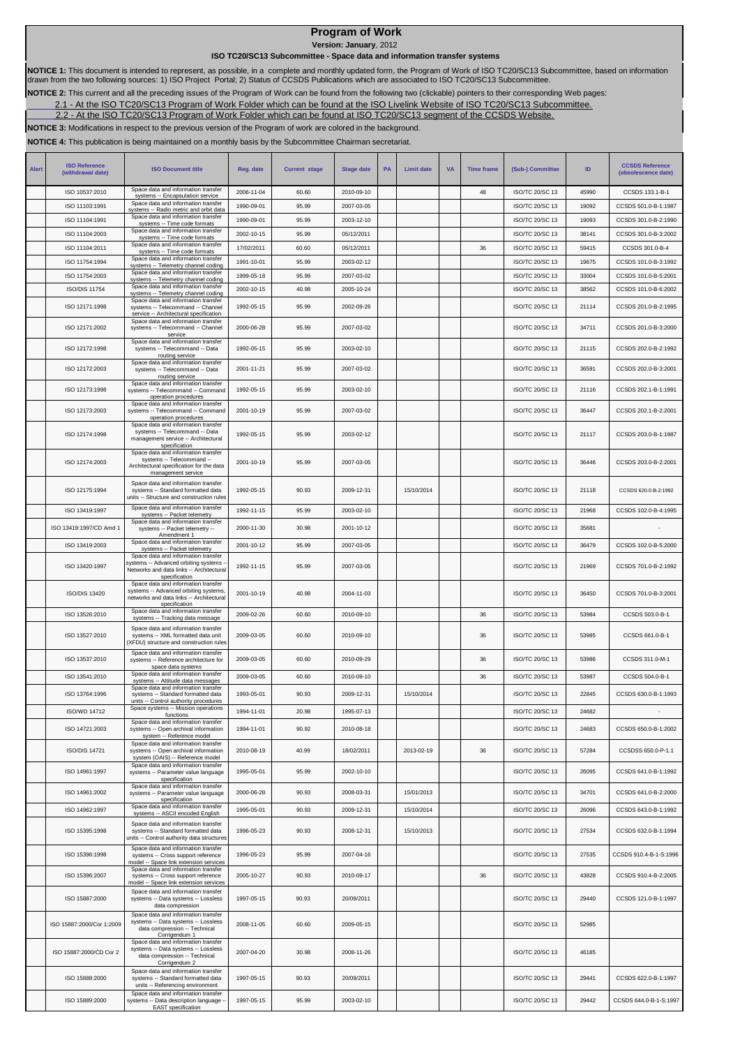# Program of Work

**Version: January**, 2012

**ISO TC20/SC13 Subcommittee - Space data and information transfer systems**

**NOTICE 1:** This document is intended to represent, as possible, in a complete and monthly updated form, the Program of Work of ISO TC20/SC13 Subcommittee, based on information drawn from the two following sources: 1) ISO Project Portal; 2) Status of CCSDS Publications which are associated to ISO TC20/SC13 Subcommittee.

**NOTICE 2:** This current and all the preceding issues of the Program of Work can be found from the following two (clickable) pointers to their corresponding Web pages:

2.1 - At the ISO TC20/SC13 Program of Work Folder which can be found at the ISO Livelink Website of ISO TC20/SC13 Subcommittee.

2.2 - At the ISO TC20/SC13 Program of Work Folder which can be found at ISO TC20/SC13 segment of the CCSDS Website.

**NOTICE 3:** Modifications in respect to the previous version of the Program of work are colored in the background.

**NOTICE 4:** This publication is being maintained on a monthly basis by the Subcommittee Chairman secretariat.

| Alert | ISO Reference (withdrawal date) | ISO Document title | Reg. date | Current stage | Stage date | PA | Limit date | VA | Time frame | (Sub-) Committee | ID | CCSDS Reference (obsolescence date) |
|---|---|---|---|---|---|---|---|---|---|---|---|---|
| | ISO 10537:2010 | Space data and information transfer systems -- Encapsulation service | 2006-11-04 | 60.60 | 2010-09-10 | | | | 48 | ISO/TC 20/SC 13 | 45990 | CCSDS 133.1-B-1 |
| | ISO 11103:1991 | Space data and information transfer systems -- Radio metric and orbit data | 1990-09-01 | 95.99 | 2007-03-05 | | | | | ISO/TC 20/SC 13 | 19092 | CCSDS 501.0-B-1:1987 |
| | ISO 11104:1991 | Space data and information transfer systems -- Time code formats | 1990-09-01 | 95.99 | 2003-12-10 | | | | | ISO/TC 20/SC 13 | 19093 | CCSDS 301.0-B-2:1990 |
| | ISO 11104:2003 | Space data and information transfer systems -- Time code formats | 2002-10-15 | 95.99 | 05/12/2011 | | | | | ISO/TC 20/SC 13 | 38141 | CCSDS 301.0-B-3:2002 |
| | ISO 11104:2011 | Space data and information transfer systems -- Time code formats | 17/02/2011 | 60.60 | 05/12/2011 | | | | 36 | ISO/TC 20/SC 13 | 59415 | CCSDS 301.0-B-4 |
| | ISO 11754:1994 | Space data and information transfer systems -- Telemetry channel coding | 1991-10-01 | 95.99 | 2003-02-12 | | | | | ISO/TC 20/SC 13 | 19675 | CCSDS 101.0-B-3:1992 |
| | ISO 11754:2003 | Space data and information transfer systems -- Telemetry channel coding | 1999-05-18 | 95.99 | 2007-03-02 | | | | | ISO/TC 20/SC 13 | 33004 | CCSDS 101.0-B-5:2001 |
| | ISO/DIS 11754 | Space data and information transfer systems -- Telemetry channel coding | 2002-10-15 | 40.98 | 2005-10-24 | | | | | ISO/TC 20/SC 13 | 38562 | CCSDS 101.0-B-6:2002 |
| | ISO 12171:1998 | Space data and information transfer systems -- Telecommand -- Channel service -- Architectural specification | 1992-05-15 | 95.99 | 2002-09-26 | | | | | ISO/TC 20/SC 13 | 21114 | CCSDS 201.0-B-2:1995 |
| | ISO 12171:2002 | Space data and information transfer systems -- Telecommand -- Channel service | 2000-06-28 | 95.99 | 2007-03-02 | | | | | ISO/TC 20/SC 13 | 34711 | CCSDS 201.0-B-3:2000 |
| | ISO 12172:1998 | Space data and information transfer systems -- Telecommand -- Data routing service | 1992-05-15 | 95.99 | 2003-02-10 | | | | | ISO/TC 20/SC 13 | 21115 | CCSDS 202.0-B-2:1992 |
| | ISO 12172:2003 | Space data and information transfer systems -- Telecommand -- Data routing service | 2001-11-21 | 95.99 | 2007-03-02 | | | | | ISO/TC 20/SC 13 | 36591 | CCSDS 202.0-B-3:2001 |
| | ISO 12173:1998 | Space data and information transfer systems -- Telecommand -- Command operation procedures | 1992-05-15 | 95.99 | 2003-02-10 | | | | | ISO/TC 20/SC 13 | 21116 | CCSDS 202.1-B-1:1991 |
| | ISO 12173:2003 | Space data and information transfer systems -- Telecommand -- Command operation procedures | 2001-10-19 | 95.99 | 2007-03-02 | | | | | ISO/TC 20/SC 13 | 36447 | CCSDS 202.1-B-2:2001 |
| | ISO 12174:1998 | Space data and information transfer systems -- Telecommand -- Data management service -- Architectural specification | 1992-05-15 | 95.99 | 2003-02-12 | | | | | ISO/TC 20/SC 13 | 21117 | CCSDS 203.0-B-1:1987 |
| | ISO 12174:2003 | Space data and information transfer systems -- Telecommand -- Architectural specification for the data management service | 2001-10-19 | 95.99 | 2007-03-05 | | | | | ISO/TC 20/SC 13 | 36446 | CCSDS 203.0-B-2:2001 |
| | ISO 12175:1994 | Space data and information transfer systems -- Standard formatted data units -- Structure and construction rules | 1992-05-15 | 90.93 | 2009-12-31 | | 15/10/2014 | | | ISO/TC 20/SC 13 | 21118 | CCSDS 620.0-B-2:1992 |
| | ISO 13419:1997 | Space data and information transfer systems -- Packet telemetry | 1992-11-15 | 95.99 | 2003-02-10 | | | | | ISO/TC 20/SC 13 | 21968 | CCSDS 102.0-B-4:1995 |
| | ISO 13419:1997/CD Amd 1 | Space data and information transfer systems -- Packet telemetry -- Amendment 1 | 2000-11-30 | 30.98 | 2001-10-12 | | | | | ISO/TC 20/SC 13 | 35681 | - |
| | ISO 13419:2003 | Space data and information transfer systems -- Packet telemetry | 2001-10-12 | 95.99 | 2007-03-05 | | | | | ISO/TC 20/SC 13 | 36479 | CCSDS 102.0-B-5:2000 |
| | ISO 13420:1997 | Space data and information transfer systems -- Advanced orbiting systems -- Networks and data links -- Architectural specification | 1992-11-15 | 95.99 | 2007-03-05 | | | | | ISO/TC 20/SC 13 | 21969 | CCSDS 701.0-B-2:1992 |
| | ISO/DIS 13420 | Space data and information transfer systems -- Advanced orbiting systems, networks and data links -- Architectural specification | 2001-10-19 | 40.98 | 2004-11-03 | | | | | ISO/TC 20/SC 13 | 36450 | CCSDS 701.0-B-3:2001 |
| | ISO 13526:2010 | Space data and information transfer systems -- Tracking data message | 2009-02-26 | 60.60 | 2010-09-10 | | | | 36 | ISO/TC 20/SC 13 | 53984 | CCSDS 503.0-B-1 |
| | ISO 13527:2010 | Space data and information transfer systems -- XML formatted data unit (XFDU) structure and construction rules | 2009-03-05 | 60.60 | 2010-09-10 | | | | 36 | ISO/TC 20/SC 13 | 53985 | CCSDS 661.0-B-1 |
| | ISO 13537:2010 | Space data and information transfer systems -- Reference architecture for space data systems | 2009-03-05 | 60.60 | 2010-09-29 | | | | 36 | ISO/TC 20/SC 13 | 53986 | CCSDS 311.0-M-1 |
| | ISO 13541:2010 | Space data and information transfer systems -- Attitude data messages | 2009-03-05 | 60.60 | 2010-09-10 | | | | 36 | ISO/TC 20/SC 13 | 53987 | CCSDS 504.0-B-1 |
| | ISO 13764:1996 | Space data and information transfer systems -- Standard formatted data units -- Control authority procedures | 1993-05-01 | 90.93 | 2009-12-31 | | 15/10/2014 | | | ISO/TC 20/SC 13 | 22845 | CCSDS 630.0-B-1:1993 |
| | ISO/WD 14712 | Space systems -- Mission operations functions | 1994-11-01 | 20.98 | 1995-07-13 | | | | | ISO/TC 20/SC 13 | 24682 | - |
| | ISO 14721:2003 | Space data and information transfer systems -- Open archival information system -- Reference model | 1994-11-01 | 90.92 | 2010-08-18 | | | | | ISO/TC 20/SC 13 | 24683 | CCSDS 650.0-B-1:2002 |
| | ISO/DIS 14721 | Space data and information transfer systems -- Open archival information system (OAIS) -- Reference model | 2010-08-19 | 40.99 | 18/02/2011 | | 2013-02-19 | | 36 | ISO/TC 20/SC 13 | 57284 | CCSDSS 650.0-P-1.1 |
| | ISO 14961:1997 | Space data and information transfer systems -- Parameter value language specification | 1995-05-01 | 95.99 | 2002-10-10 | | | | | ISO/TC 20/SC 13 | 26095 | CCSDS 641.0-B-1:1992 |
| | ISO 14961:2002 | Space data and information transfer systems -- Parameter value language specification | 2000-06-28 | 90.93 | 2008-03-31 | | 15/01/2013 | | | ISO/TC 20/SC 13 | 34701 | CCSDS 641.0-B-2:2000 |
| | ISO 14962:1997 | Space data and information transfer systems -- ASCII encoded English | 1995-05-01 | 90.93 | 2009-12-31 | | 15/10/2014 | | | ISO/TC 20/SC 13 | 26096 | CCSDS 643.0-B-1:1992 |
| | ISO 15395:1998 | Space data and information transfer systems -- Standard formatted data units -- Control authority data structures | 1996-05-23 | 90.93 | 2008-12-31 | | 15/10/2013 | | | ISO/TC 20/SC 13 | 27534 | CCSDS 632.0-B-1:1994 |
| | ISO 15396:1998 | Space data and information transfer systems -- Cross support reference model -- Space link extension services | 1996-05-23 | 95.99 | 2007-04-16 | | | | | ISO/TC 20/SC 13 | 27535 | CCSDS 910.4-B-1-S:1996 |
| | ISO 15396:2007 | Space data and information transfer systems -- Cross support reference model -- Space link extension services | 2005-10-27 | 90.93 | 2010-09-17 | | | | 36 | ISO/TC 20/SC 13 | 43828 | CCSDS 910.4-B-2:2005 |
| | ISO 15887:2000 | Space data and information transfer systems -- Data systems -- Lossless data compression | 1997-05-15 | 90.93 | 20/09/2011 | | | | | ISO/TC 20/SC 13 | 29440 | CCSDS 121.0-B-1:1997 |
| | ISO 15887:2000/Cor 1:2009 | Space data and information transfer systems -- Data systems -- Lossless data compression -- Technical Corrigendum 1 | 2008-11-05 | 60.60 | 2009-05-15 | | | | | ISO/TC 20/SC 13 | 52985 | |
| | ISO 15887:2000/CD Cor 2 | Space data and information transfer systems -- Data systems -- Lossless data compression -- Technical Corrigendum 2 | 2007-04-20 | 30.98 | 2008-11-26 | | | | | ISO/TC 20/SC 13 | 46185 | |
| | ISO 15888:2000 | Space data and information transfer systems -- Standard formatted data units -- Referencing environment | 1997-05-15 | 90.93 | 20/09/2011 | | | | | ISO/TC 20/SC 13 | 29441 | CCSDS 622.0-B-1:1997 |
| | ISO 15889:2000 | Space data and information transfer systems -- Data description language -- EAST specification | 1997-05-15 | 95.99 | 2003-02-10 | | | | | ISO/TC 20/SC 13 | 29442 | CCSDS 644.0-B-1-S:1997 |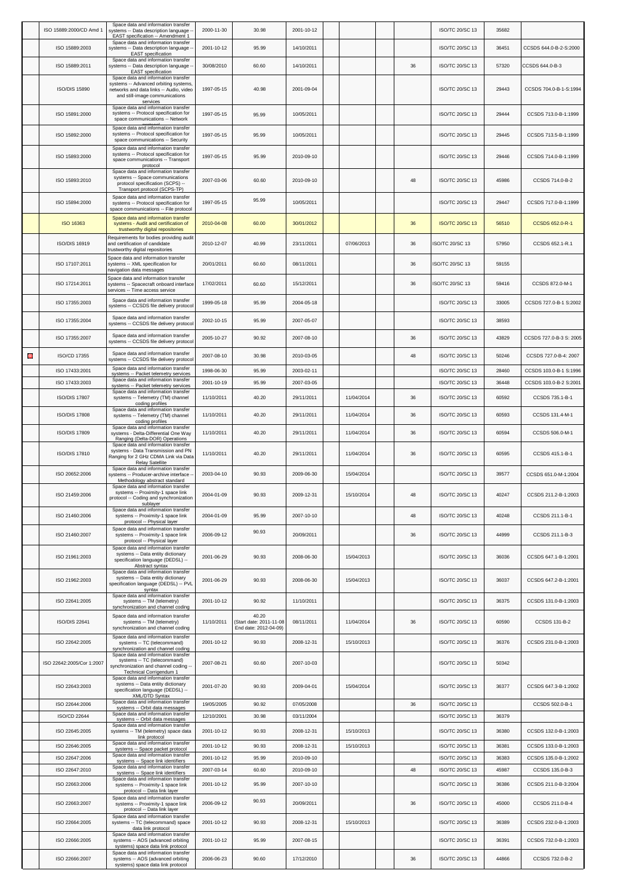|  | ISO 15889:2000/CD Amd 1 | Space data and information transfer systems -- Data description language -- EAST specification -- Amendment 1 | 2000-11-30 | 30.98 | 2001-10-12 |  |  |  |  | ISO/TC 20/SC 13 | 35682 |  |
|---|---|---|---|---|---|---|---|---|---|---|---|---|
|  | ISO 15889:2003 | Space data and information transfer systems -- Data description language -- EAST specification | 2001-10-12 | 95.99 | 14/10/2011 |  |  |  |  | ISO/TC 20/SC 13 | 36451 | CCSDS 644.0-B-2-S:2000 |
|  | ISO 15889:2011 | Space data and information transfer systems -- Data description language -- EAST specification | 30/08/2010 | 60.60 | 14/10/2011 |  |  |  | 36 | ISO/TC 20/SC 13 | 57320 | CCSDS 644.0-B-3 |
|  | ISO/DIS 15890 | Space data and information transfer systems -- Advanced orbiting systems, networks and data links -- Audio, video and still-image communications services | 1997-05-15 | 40.98 | 2001-09-04 |  |  |  |  | ISO/TC 20/SC 13 | 29443 | CCSDS 704.0-B-1-S:1994 |
|  | ISO 15891:2000 | Space data and information transfer systems -- Protocol specification for space communications -- Network protocol | 1997-05-15 | 95.99 | 10/05/2011 |  |  |  |  | ISO/TC 20/SC 13 | 29444 | CCSDS 713.0-B-1:1999 |
|  | ISO 15892:2000 | Space data and information transfer systems -- Protocol specification for space communications -- Security | 1997-05-15 | 95.99 | 10/05/2011 |  |  |  |  | ISO/TC 20/SC 13 | 29445 | CCSDS 713.5-B-1:1999 |
|  | ISO 15893:2000 | Space data and information transfer systems -- Protocol specification for space communications -- Transport protocol | 1997-05-15 | 95.99 | 2010-09-10 |  |  |  |  | ISO/TC 20/SC 13 | 29446 | CCSDS 714.0-B-1:1999 |
|  | ISO 15893:2010 | Space data and information transfer systems -- Space communications protocol specification (SCPS) -- Transport protocol (SCPS-TP) | 2007-03-06 | 60.60 | 2010-09-10 |  |  |  | 48 | ISO/TC 20/SC 13 | 45986 | CCSDS 714.0-B-2 |
|  | ISO 15894:2000 | Space data and information transfer systems -- Protocol specification for space communications -- File protocol | 1997-05-15 | 95.99 | 10/05/2011 |  |  |  |  | ISO/TC 20/SC 13 | 29447 | CCSDS 717.0-B-1:1999 |
|  | ISO 16363 | Space data and information transfer systems - Audit and certification of trustworthy digital repositories | 2010-04-08 | 60.00 | 30/01/2012 |  |  |  | 36 | ISO/TC 20/SC 13 | 56510 | CCSDS 652.0-R-1 |
|  | ISO/DIS 16919 | Requirements for bodies providing audit and certification of candidate trustworthy digital repositories | 2010-12-07 | 40.99 | 23/11/2011 |  | 07/06/2013 |  | 36 | ISO/TC 20/SC 13 | 57950 | CCSDS 652.1-R.1 |
|  | ISO 17107:2011 | Space data and information transfer systems -- XML specification for navigation data messages | 20/01/2011 | 60.60 | 08/11/2011 |  |  |  | 36 | ISO/TC 20/SC 13 | 59155 |  |
|  | ISO 17214:2011 | Space data and information transfer systems -- Spacecraft onboard interface services -- Time access service | 17/02/2011 | 60.60 | 15/12/2011 |  |  |  | 36 | ISO/TC 20/SC 13 | 59416 | CCSDS 872.0-M-1 |
|  | ISO 17355:2003 | Space data and information transfer systems -- CCSDS file delivery protocol | 1999-05-18 | 95.99 | 2004-05-18 |  |  |  |  | ISO/TC 20/SC 13 | 33005 | CCSDS 727.0-B-1 S:2002 |
|  | ISO 17355:2004 | Space data and information transfer systems -- CCSDS file delivery protocol | 2002-10-15 | 95.99 | 2007-05-07 |  |  |  |  | ISO/TC 20/SC 13 | 38593 |  |
|  | ISO 17355:2007 | Space data and information transfer systems -- CCSDS file delivery protocol | 2005-10-27 | 90.92 | 2007-08-10 |  |  |  | 36 | ISO/TC 20/SC 13 | 43829 | CCSDS 727.0-B-3 S: 2005 |
|  | ISO/CD 17355 | Space data and information transfer systems -- CCSDS file delivery protocol | 2007-08-10 | 30.98 | 2010-03-05 |  |  |  | 48 | ISO/TC 20/SC 13 | 50246 | CCSDS 727.0-B-4: 2007 |
|  | ISO 17433:2001 | Space data and information transfer systems -- Packet telemetry services | 1998-06-30 | 95.99 | 2003-02-11 |  |  |  |  | ISO/TC 20/SC 13 | 28460 | CCSDS 103.0-B-1 S:1996 |
|  | ISO 17433:2003 | Space data and information transfer systems -- Packet telemetry services | 2001-10-19 | 95.99 | 2007-03-05 |  |  |  |  | ISO/TC 20/SC 13 | 36448 | CCSDS 103.0-B-2 S:2001 |
|  | ISO/DIS 17807 | Space data and information transfer systems -- Telemetry (TM) channel coding profiles | 11/10/2011 | 40.20 | 29/11/2011 |  | 11/04/2014 |  | 36 | ISO/TC 20/SC 13 | 60592 | CCSDS 735.1-B-1 |
|  | ISO/DIS 17808 | Space data and information transfer systems -- Telemetry (TM) channel coding profiles | 11/10/2011 | 40.20 | 29/11/2011 |  | 11/04/2014 |  | 36 | ISO/TC 20/SC 13 | 60593 | CCSDS 131.4-M-1 |
|  | ISO/DIS 17809 | Space data and information transfer systems - Delta-Differential One Way Ranging (Delta-DOR) Operations | 11/10/2011 | 40.20 | 29/11/2011 |  | 11/04/2014 |  | 36 | ISO/TC 20/SC 13 | 60594 | CCSDS 506.0-M-1 |
|  | ISO/DIS 17810 | Space data and information transfer systems - Data Transmission and PN Ranging for 2 GHz CDMA Link via Data Relay Satellite | 11/10/2011 | 40.20 | 29/11/2011 |  | 11/04/2014 |  | 36 | ISO/TC 20/SC 13 | 60595 | CCSDS 415.1-B-1 |
|  | ISO 20652:2006 | Space data and information transfer systems -- Producer-archive interface -- Methodology abstract standard | 2003-04-10 | 90.93 | 2009-06-30 |  | 15/04/2014 |  |  | ISO/TC 20/SC 13 | 39577 | CCSDS 651.0-M-1:2004 |
|  | ISO 21459:2006 | Space data and information transfer systems -- Proximity-1 space link protocol -- Coding and synchronization sublayer | 2004-01-09 | 90.93 | 2009-12-31 |  | 15/10/2014 |  | 48 | ISO/TC 20/SC 13 | 40247 | CCSDS 211.2-B-1:2003 |
|  | ISO 21460:2006 | Space data and information transfer systems -- Proximity-1 space link protocol -- Physical layer | 2004-01-09 | 95.99 | 2007-10-10 |  |  |  | 48 | ISO/TC 20/SC 13 | 40248 | CCSDS 211.1-B-1 |
|  | ISO 21460:2007 | Space data and information transfer systems -- Proximity-1 space link protocol -- Physical layer | 2006-09-12 | 90.93 | 20/09/2011 |  |  |  | 36 | ISO/TC 20/SC 13 | 44999 | CCSDS 211.1-B-3 |
|  | ISO 21961:2003 | Space data and information transfer systems -- Data entity dictionary specification language (DEDSL) -- Abstract syntax | 2001-06-29 | 90.93 | 2008-06-30 |  | 15/04/2013 |  |  | ISO/TC 20/SC 13 | 36036 | CCSDS 647.1-B-1:2001 |
|  | ISO 21962:2003 | Space data and information transfer systems -- Data entity dictionary specification language (DEDSL) -- PVL syntax | 2001-06-29 | 90.93 | 2008-06-30 |  | 15/04/2013 |  |  | ISO/TC 20/SC 13 | 36037 | CCSDS 647.2-B-1:2001 |
|  | ISO 22641:2005 | Space data and information transfer systems -- TM (telemetry) synchronization and channel coding | 2001-10-12 | 90.92 | 11/10/2011 |  |  |  |  | ISO/TC 20/SC 13 | 36375 | CCSDS 131.0-B-1:2003 |
|  | ISO/DIS 22641 | Space data and information transfer systems -- TM (telemetry) synchronization and channel coding | 11/10/2011 | 40.20 (Start date: 2011-11-08 End date: 2012-04-09) | 08/11/2011 |  | 11/04/2014 |  | 36 | ISO/TC 20/SC 13 | 60590 | CCSDS 131-B-2 |
|  | ISO 22642:2005 | Space data and information transfer systems -- TC (telecommand) synchronization and channel coding | 2001-10-12 | 90.93 | 2008-12-31 |  | 15/10/2013 |  |  | ISO/TC 20/SC 13 | 36376 | CCSDS 231.0-B-1:2003 |
|  | ISO 22642:2005/Cor 1:2007 | Space data and information transfer systems -- TC (telecommand) synchronization and channel coding -- Technical Corrigendum 1 | 2007-08-21 | 60.60 | 2007-10-03 |  |  |  |  | ISO/TC 20/SC 13 | 50342 |  |
|  | ISO 22643:2003 | Space data and information transfer systems -- Data entity dictionary specification language (DEDSL) -- XML/DTD Syntax | 2001-07-20 | 90.93 | 2009-04-01 |  | 15/04/2014 |  |  | ISO/TC 20/SC 13 | 36377 | CCSDS 647.3-B-1:2002 |
|  | ISO 22644:2006 | Space data and information transfer systems -- Orbit data messages | 19/05/2005 | 90.92 | 07/05/2008 |  |  |  | 36 | ISO/TC 20/SC 13 |  | CCSDS 502.0-B-1 |
|  | ISO/CD 22644 | Space data and information transfer systems -- Orbit data messages | 12/10/2001 | 30.98 | 03/11/2004 |  |  |  |  | ISO/TC 20/SC 13 | 36379 |  |
|  | ISO 22645:2005 | Space data and information transfer systems -- TM (telemetry) space data link protocol | 2001-10-12 | 90.93 | 2008-12-31 |  | 15/10/2013 |  |  | ISO/TC 20/SC 13 | 36380 | CCSDS 132.0-B-1:2003 |
|  | ISO 22646:2005 | Space data and information transfer systems -- Space packet protocol | 2001-10-12 | 90.93 | 2008-12-31 |  | 15/10/2013 |  |  | ISO/TC 20/SC 13 | 36381 | CCSDS 133.0-B-1:2003 |
|  | ISO 22647:2006 | Space data and information transfer systems -- Space link identifiers | 2001-10-12 | 95.99 | 2010-09-10 |  |  |  |  | ISO/TC 20/SC 13 | 36383 | CCSDS 135.0-B-1:2002 |
|  | ISO 22647:2010 | Space data and information transfer systems -- Space link identifiers | 2007-03-14 | 60.60 | 2010-09-10 |  |  |  | 48 | ISO/TC 20/SC 13 | 45987 | CCSDS 135.0-B-3 |
|  | ISO 22663:2006 | Space data and information transfer systems -- Proximity-1 space link protocol -- Data link layer | 2001-10-12 | 95.99 | 2007-10-10 |  |  |  |  | ISO/TC 20/SC 13 | 36386 | CCSDS 211.0-B-3:2004 |
|  | ISO 22663:2007 | Space data and information transfer systems -- Proximity-1 space link protocol -- Data link layer | 2006-09-12 | 90.93 | 20/09/2011 |  |  |  | 36 | ISO/TC 20/SC 13 | 45000 | CCSDS 211.0-B-4 |
|  | ISO 22664:2005 | Space data and information transfer systems -- TC (telecommand) space data link protocol | 2001-10-12 | 90.93 | 2008-12-31 |  | 15/10/2013 |  |  | ISO/TC 20/SC 13 | 36389 | CCSDS 232.0-B-1:2003 |
|  | ISO 22666:2005 | Space data and information transfer systems -- AOS (advanced orbiting systems) space data link protocol | 2001-10-12 | 95.99 | 2007-08-15 |  |  |  |  | ISO/TC 20/SC 13 | 36391 | CCSDS 732.0-B-1:2003 |
|  | ISO 22666:2007 | Space data and information transfer systems -- AOS (advanced orbiting systems) space data link protocol | 2006-06-23 | 90.60 | 17/12/2010 |  |  |  | 36 | ISO/TC 20/SC 13 | 44866 | CCSDS 732.0-B-2 |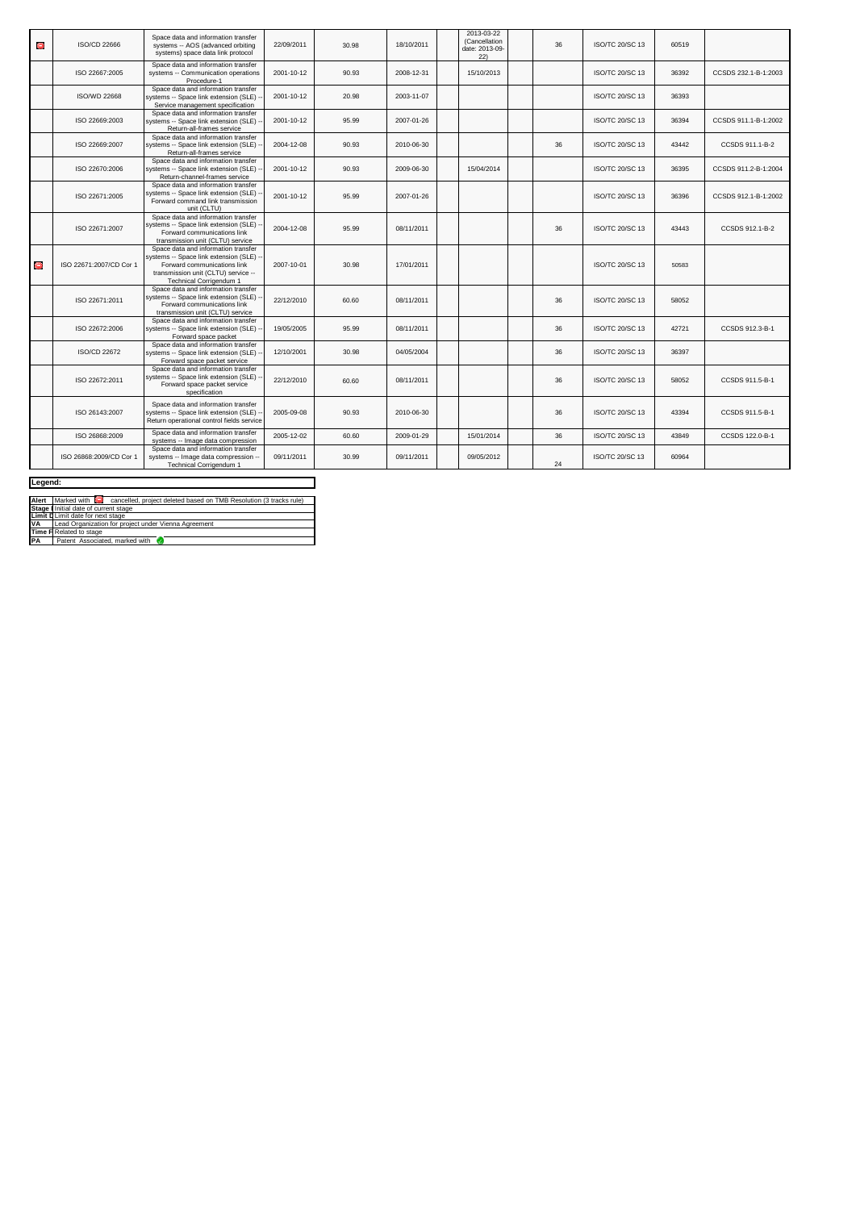| | | | | | | | | | | | | | |
|---|---|---|---|---|---|---|---|---|---|---|---|---|---|
| ⛔ | ISO/CD 22666 | Space data and information transfer systems -- AOS (advanced orbiting systems) space data link protocol | 22/09/2011 | 30.98 | 18/10/2011 | | 2013-03-22 (Cancellation date: 2013-09-22) | | 36 | ISO/TC 20/SC 13 | 60519 | |
| | ISO 22667:2005 | Space data and information transfer systems -- Communication operations Procedure-1 | 2001-10-12 | 90.93 | 2008-12-31 | | 15/10/2013 | | | ISO/TC 20/SC 13 | 36392 | CCSDS 232.1-B-1:2003 |
| | ISO/WD 22668 | Space data and information transfer systems -- Space link extension (SLE) -- Service management specification | 2001-10-12 | 20.98 | 2003-11-07 | | | | | ISO/TC 20/SC 13 | 36393 | |
| | ISO 22669:2003 | Space data and information transfer systems -- Space link extension (SLE) -- Return-all-frames service | 2001-10-12 | 95.99 | 2007-01-26 | | | | | ISO/TC 20/SC 13 | 36394 | CCSDS 911.1-B-1:2002 |
| | ISO 22669:2007 | Space data and information transfer systems -- Space link extension (SLE) -- Return-all-frames service | 2004-12-08 | 90.93 | 2010-06-30 | | | | 36 | ISO/TC 20/SC 13 | 43442 | CCSDS 911.1-B-2 |
| | ISO 22670:2006 | Space data and information transfer systems -- Space link extension (SLE) -- Return-channel-frames service | 2001-10-12 | 90.93 | 2009-06-30 | | 15/04/2014 | | | ISO/TC 20/SC 13 | 36395 | CCSDS 911.2-B-1:2004 |
| | ISO 22671:2005 | Space data and information transfer systems -- Space link extension (SLE) -- Forward command link transmission unit (CLTU) | 2001-10-12 | 95.99 | 2007-01-26 | | | | | ISO/TC 20/SC 13 | 36396 | CCSDS 912.1-B-1:2002 |
| | ISO 22671:2007 | Space data and information transfer systems -- Space link extension (SLE) -- Forward communications link transmission unit (CLTU) service | 2004-12-08 | 95.99 | 08/11/2011 | | | | 36 | ISO/TC 20/SC 13 | 43443 | CCSDS 912.1-B-2 |
| ⛔ | ISO 22671:2007/CD Cor 1 | Space data and information transfer systems -- Space link extension (SLE) -- Forward communications link transmission unit (CLTU) service -- Technical Corrigendum 1 | 2007-10-01 | 30.98 | 17/01/2011 | | | | | ISO/TC 20/SC 13 | 50583 | |
| | ISO 22671:2011 | Space data and information transfer systems -- Space link extension (SLE) -- Forward communications link transmission unit (CLTU) service | 22/12/2010 | 60.60 | 08/11/2011 | | | | 36 | ISO/TC 20/SC 13 | 58052 | |
| | ISO 22672:2006 | Space data and information transfer systems -- Space link extension (SLE) -- Forward space packet | 19/05/2005 | 95.99 | 08/11/2011 | | | | 36 | ISO/TC 20/SC 13 | 42721 | CCSDS 912.3-B-1 |
| | ISO/CD 22672 | Space data and information transfer systems -- Space link extension (SLE) -- Forward space packet service | 12/10/2001 | 30.98 | 04/05/2004 | | | | 36 | ISO/TC 20/SC 13 | 36397 | |
| | ISO 22672:2011 | Space data and information transfer systems -- Space link extension (SLE) -- Forward space packet service specification | 22/12/2010 | 60.60 | 08/11/2011 | | | | 36 | ISO/TC 20/SC 13 | 58052 | CCSDS 911.5-B-1 |
| | ISO 26143:2007 | Space data and information transfer systems -- Space link extension (SLE) -- Return operational control fields service | 2005-09-08 | 90.93 | 2010-06-30 | | | | 36 | ISO/TC 20/SC 13 | 43394 | CCSDS 911.5-B-1 |
| | ISO 26868:2009 | Space data and information transfer systems -- Image data compression | 2005-12-02 | 60.60 | 2009-01-29 | | 15/01/2014 | | 36 | ISO/TC 20/SC 13 | 43849 | CCSDS 122.0-B-1 |
| | ISO 26868:2009/CD Cor 1 | Space data and information transfer systems -- Image data compression -- Technical Corrigendum 1 | 09/11/2011 | 30.99 | 09/11/2011 | | 09/05/2012 | | 24 | ISO/TC 20/SC 13 | 60964 | |

**Legend:**

| | |
|---|---|
| **Alert** | Marked with ⛔ cancelled, project deleted based on TMB Resolution (3 tracks rule) |
| **Stage I** | Initial date of current stage |
| **Limit D** | Limit date for next stage |
| **VA** | Lead Organization for project under Vienna Agreement |
| **Time F** | Related to stage |
| **PA** | Patent Associated, marked with ✓ |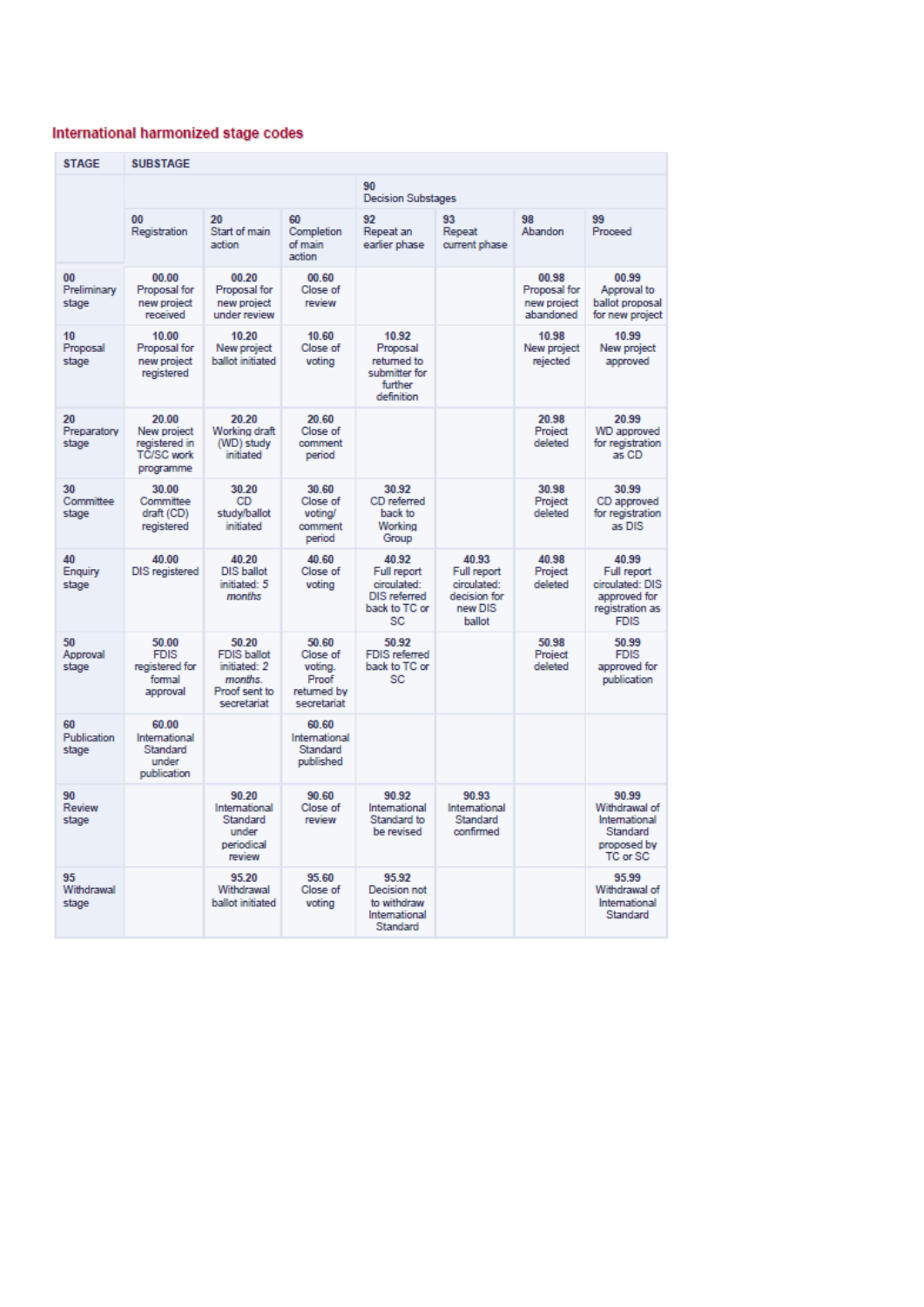## International harmonized stage codes

| STAGE | SUBSTAGE | | | | | | |
|---|---|---|---|---|---|---|---|
| | | | | 90 Decision Substages | | | |
| | 00 Registration | 20 Start of main action | 60 Completion of main action | 92 Repeat an earlier phase | 93 Repeat current phase | 98 Abandon | 99 Proceed |
| 00 Preliminary stage | 00.00 Proposal for new project received | 00.20 Proposal for new project under review | 00.60 Close of review | | | 00.98 Proposal for new project abandoned | 00.99 Approval to ballot proposal for new project |
| 10 Proposal stage | 10.00 Proposal for new project registered | 10.20 New project ballot initiated | 10.60 Close of voting | 10.92 Proposal returned to submitter for further definition | | 10.98 New project rejected | 10.99 New project approved |
| 20 Preparatory stage | 20.00 New project registered in TC/SC work programme | 20.20 Working draft (WD) study initiated | 20.60 Close of comment period | | | 20.98 Project deleted | 20.99 WD approved for registration as CD |
| 30 Committee stage | 30.00 Committee draft (CD) registered | 30.20 CD study/ballot initiated | 30.60 Close of voting/ comment period | 30.92 CD referred back to Working Group | | 30.98 Project deleted | 30.99 CD approved for registration as DIS |
| 40 Enquiry stage | 40.00 DIS registered | 40.20 DIS ballot initiated: 5 *months* | 40.60 Close of voting | 40.92 Full report circulated: DIS referred back to TC or SC | 40.93 Full report circulated: decision for new DIS ballot | 40.98 Project deleted | 40.99 Full report circulated: DIS approved for registration as FDIS |
| 50 Approval stage | 50.00 FDIS registered for formal approval | 50.20 FDIS ballot initiated: 2 *months.* Proof sent to secretariat | 50.60 Close of voting. Proof returned by secretariat | 50.92 FDIS referred back to TC or SC | | 50.98 Project deleted | 50.99 FDIS approved for publication |
| 60 Publication stage | 60.00 International Standard under publication | | 60.60 International Standard published | | | | |
| 90 Review stage | | 90.20 International Standard under periodical review | 90.60 Close of review | 90.92 International Standard to be revised | 90.93 International Standard confirmed | | 90.99 Withdrawal of International Standard proposed by TC or SC |
| 95 Withdrawal stage | | 95.20 Withdrawal ballot initiated | 95.60 Close of voting | 95.92 Decision not to withdraw International Standard | | | 95.99 Withdrawal of International Standard |